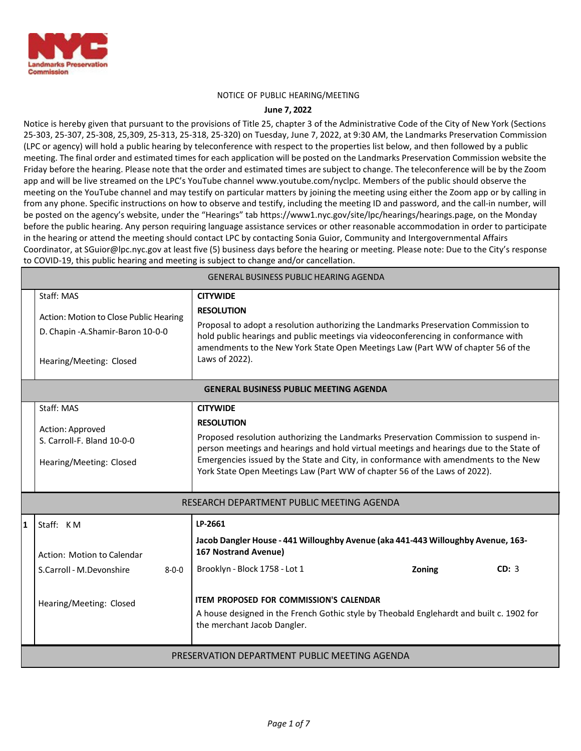NOTICE OF PUBLIC HEARING/MEETING

**June 7, 2022**

Notice is hereby given that pursuant to the provisions of Title 25, chapter 3 of the Administrative Code of the City of New York (Sections 25-303, 25-307, 25-308, 25,309, 25-313, 25-318, 25-320) on Tuesday, June 7, 2022, at 9:30 AM, the Landmarks Preservation Commission (LPC or agency) will hold a public hearing by teleconference with respect to the properties list below, and then followed by a public meeting. The final order and estimated times for each application will be posted on the Landmarks Preservation Commission website the Friday before the hearing. Please note that the order and estimated times are subject to change. The teleconference will be by the Zoom app and will be live streamed on the LPC's YouTube channel www.youtube.com/nyclpc. Members of the public should observe the meeting on the YouTube channel and may testify on particular matters by joining the meeting using either the Zoom app or by calling in from any phone. Specific instructions on how to observe and testify, including the meeting ID and password, and the call-in number, will be posted on the agency's website, under the "Hearings" tab https://www1.nyc.gov/site/lpc/hearings/hearings.page, on the Monday before the public hearing. Any person requiring language assistance services or other reasonable accommodation in order to participate in the hearing or attend the meeting should contact LPC by contacting Sonia Guior, Community and Intergovernmental Affairs Coordinator, at SGuior@lpc.nyc.gov at least five (5) business days before the hearing or meeting. Please note: Due to the City's response to COVID-19, this public hearing and meeting is subject to change and/or cancellation.

| | | |
|---|---|---|
| | **GENERAL BUSINESS PUBLIC HEARING AGENDA** | |
| | Staff: MAS<br><br>Action: Motion to Close Public Hearing<br>D. Chapin -A.Shamir-Baron 10-0-0<br><br>Hearing/Meeting: Closed | **CITYWIDE**<br>**RESOLUTION**<br>Proposal to adopt a resolution authorizing the Landmarks Preservation Commission to hold public hearings and public meetings via videoconferencing in conformance with amendments to the New York State Open Meetings Law (Part WW of chapter 56 of the Laws of 2022). |
| | **GENERAL BUSINESS PUBLIC MEETING AGENDA** | |
| | Staff: MAS<br><br>Action: Approved<br>S. Carroll-F. Bland 10-0-0<br><br>Hearing/Meeting: Closed | **CITYWIDE**<br>**RESOLUTION**<br>Proposed resolution authorizing the Landmarks Preservation Commission to suspend in-person meetings and hearings and hold virtual meetings and hearings due to the State of Emergencies issued by the State and City, in conformance with amendments to the New York State Open Meetings Law (Part WW of chapter 56 of the Laws of 2022). |
| | **RESEARCH DEPARTMENT PUBLIC MEETING AGENDA** | |
| **1** | Staff: K M<br><br>Action: Motion to Calendar<br>S.Carroll - M.Devonshire 8-0-0<br><br>Hearing/Meeting: Closed | **LP-2661**<br>**Jacob Dangler House - 441 Willoughby Avenue (aka 441-443 Willoughby Avenue, 163-167 Nostrand Avenue)**<br>Brooklyn - Block 1758 - Lot 1 **Zoning** **CD:** 3<br><br>**ITEM PROPOSED FOR COMMISSION'S CALENDAR**<br>A house designed in the French Gothic style by Theobald Englehardt and built c. 1902 for the merchant Jacob Dangler. |
| | **PRESERVATION DEPARTMENT PUBLIC MEETING AGENDA** | |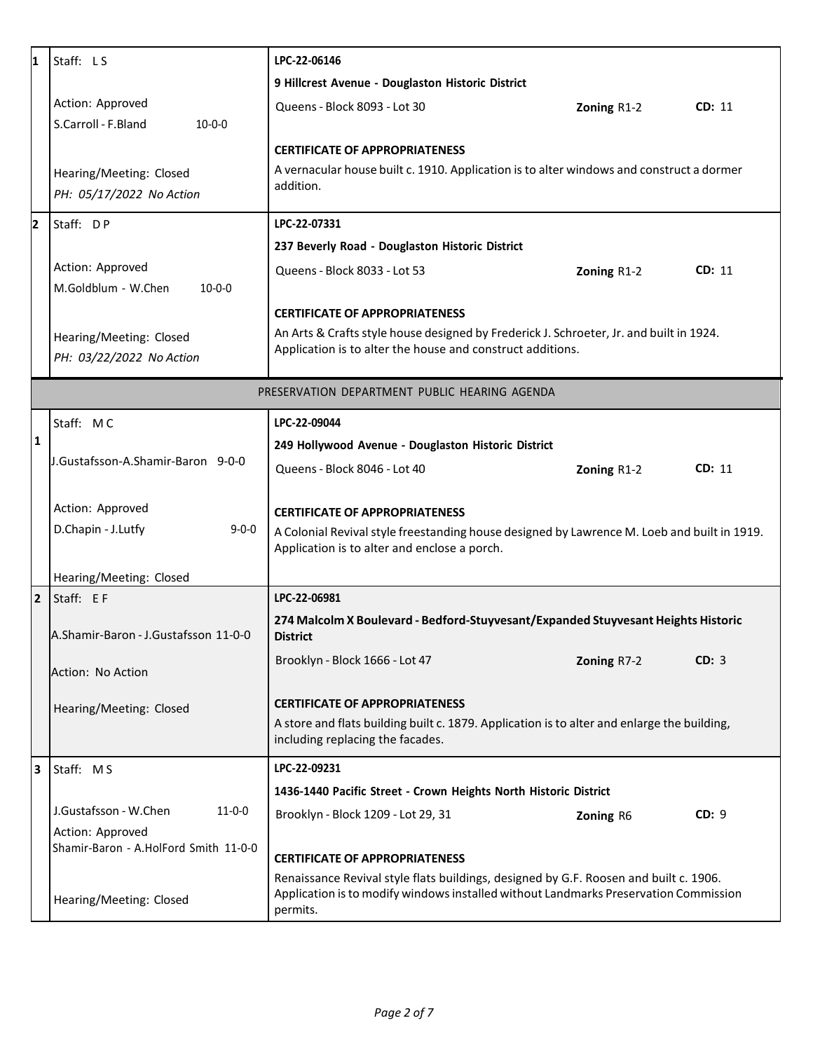| # | Staff / Action | Application |
|---|---|---|
| 1 | Staff: L S<br><br>Action: Approved<br>S.Carroll - F.Bland 10-0-0<br><br>Hearing/Meeting: Closed<br>*PH: 05/17/2022 No Action* | **LPC-22-06146**<br>**9 Hillcrest Avenue - Douglaston Historic District**<br>Queens - Block 8093 - Lot 30 **Zoning** R1-2 **CD:** 11<br><br>**CERTIFICATE OF APPROPRIATENESS**<br>A vernacular house built c. 1910. Application is to alter windows and construct a dormer addition. |
| 2 | Staff: D P<br><br>Action: Approved<br>M.Goldblum - W.Chen 10-0-0<br><br>Hearing/Meeting: Closed<br>*PH: 03/22/2022 No Action* | **LPC-22-07331**<br>**237 Beverly Road - Douglaston Historic District**<br>Queens - Block 8033 - Lot 53 **Zoning** R1-2 **CD:** 11<br><br>**CERTIFICATE OF APPROPRIATENESS**<br>An Arts & Crafts style house designed by Frederick J. Schroeter, Jr. and built in 1924. Application is to alter the house and construct additions. |

## PRESERVATION DEPARTMENT PUBLIC HEARING AGENDA

| # | Staff / Action | Application |
|---|---|---|
| 1 | Staff: M C<br><br>J.Gustafsson-A.Shamir-Baron 9-0-0<br><br>Action: Approved<br>D.Chapin - J.Lutfy 9-0-0<br><br>Hearing/Meeting: Closed | **LPC-22-09044**<br>**249 Hollywood Avenue - Douglaston Historic District**<br>Queens - Block 8046 - Lot 40 **Zoning** R1-2 **CD:** 11<br><br>**CERTIFICATE OF APPROPRIATENESS**<br>A Colonial Revival style freestanding house designed by Lawrence M. Loeb and built in 1919. Application is to alter and enclose a porch. |
| 2 | Staff: E F<br><br>A.Shamir-Baron - J.Gustafsson 11-0-0<br><br>Action: No Action<br><br>Hearing/Meeting: Closed | **LPC-22-06981**<br>**274 Malcolm X Boulevard - Bedford-Stuyvesant/Expanded Stuyvesant Heights Historic District**<br>Brooklyn - Block 1666 - Lot 47 **Zoning** R7-2 **CD:** 3<br><br>**CERTIFICATE OF APPROPRIATENESS**<br>A store and flats building built c. 1879. Application is to alter and enlarge the building, including replacing the facades. |
| 3 | Staff: M S<br><br>J.Gustafsson - W.Chen 11-0-0<br>Action: Approved<br>Shamir-Baron - A.HolFord Smith 11-0-0<br><br>Hearing/Meeting: Closed | **LPC-22-09231**<br>**1436-1440 Pacific Street - Crown Heights North Historic District**<br>Brooklyn - Block 1209 - Lot 29, 31 **Zoning** R6 **CD:** 9<br><br>**CERTIFICATE OF APPROPRIATENESS**<br>Renaissance Revival style flats buildings, designed by G.F. Roosen and built c. 1906. Application is to modify windows installed without Landmarks Preservation Commission permits. |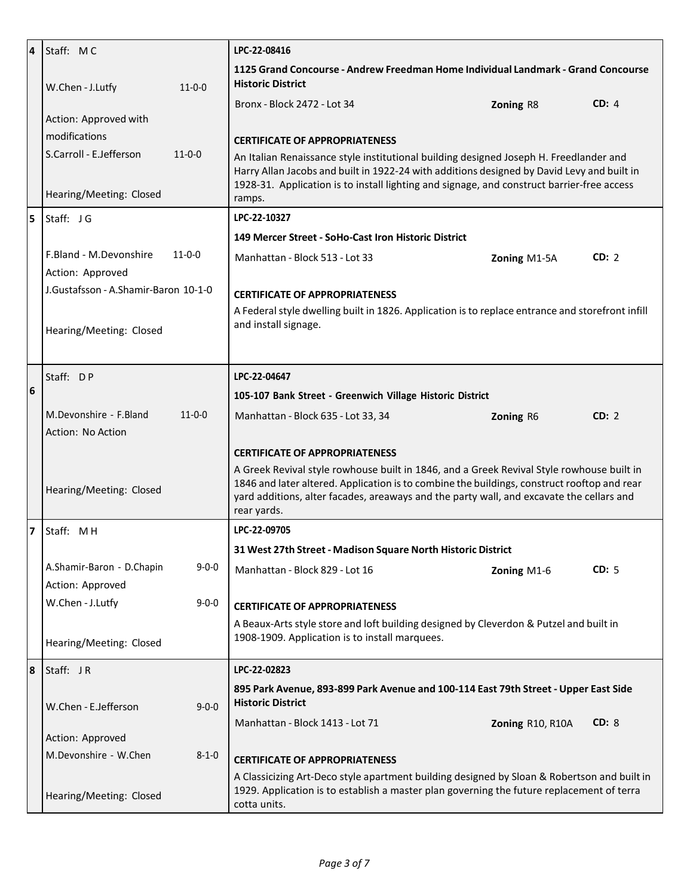| # | Staff / Votes / Action | Application |
|---|---|---|
| 4 | Staff: M C<br><br>W.Chen - J.Lutfy 11-0-0<br><br>Action: Approved with modifications<br>S.Carroll - E.Jefferson 11-0-0<br><br>Hearing/Meeting: Closed | **LPC-22-08416**<br><br>**1125 Grand Concourse - Andrew Freedman Home Individual Landmark - Grand Concourse Historic District**<br><br>Bronx - Block 2472 - Lot 34 — **Zoning** R8 — **CD:** 4<br><br>**CERTIFICATE OF APPROPRIATENESS**<br><br>An Italian Renaissance style institutional building designed Joseph H. Freedlander and Harry Allan Jacobs and built in 1922-24 with additions designed by David Levy and built in 1928-31. Application is to install lighting and signage, and construct barrier-free access ramps. |
| 5 | Staff: J G<br><br>F.Bland - M.Devonshire 11-0-0<br>Action: Approved<br>J.Gustafsson - A.Shamir-Baron 10-1-0<br><br>Hearing/Meeting: Closed | **LPC-22-10327**<br><br>**149 Mercer Street - SoHo-Cast Iron Historic District**<br><br>Manhattan - Block 513 - Lot 33 — **Zoning** M1-5A — **CD:** 2<br><br>**CERTIFICATE OF APPROPRIATENESS**<br><br>A Federal style dwelling built in 1826. Application is to replace entrance and storefront infill and install signage. |
| 6 | Staff: D P<br><br>M.Devonshire - F.Bland 11-0-0<br>Action: No Action<br><br>Hearing/Meeting: Closed | **LPC-22-04647**<br><br>**105-107 Bank Street - Greenwich Village Historic District**<br><br>Manhattan - Block 635 - Lot 33, 34 — **Zoning** R6 — **CD:** 2<br><br>**CERTIFICATE OF APPROPRIATENESS**<br><br>A Greek Revival style rowhouse built in 1846, and a Greek Revival Style rowhouse built in 1846 and later altered. Application is to combine the buildings, construct rooftop and rear yard additions, alter facades, areaways and the party wall, and excavate the cellars and rear yards. |
| 7 | Staff: M H<br><br>A.Shamir-Baron - D.Chapin 9-0-0<br>Action: Approved<br>W.Chen - J.Lutfy 9-0-0<br><br>Hearing/Meeting: Closed | **LPC-22-09705**<br><br>**31 West 27th Street - Madison Square North Historic District**<br><br>Manhattan - Block 829 - Lot 16 — **Zoning** M1-6 — **CD:** 5<br><br>**CERTIFICATE OF APPROPRIATENESS**<br><br>A Beaux-Arts style store and loft building designed by Cleverdon & Putzel and built in 1908-1909. Application is to install marquees. |
| 8 | Staff: J R<br><br>W.Chen - E.Jefferson 9-0-0<br><br>Action: Approved<br>M.Devonshire - W.Chen 8-1-0<br><br>Hearing/Meeting: Closed | **LPC-22-02823**<br><br>**895 Park Avenue, 893-899 Park Avenue and 100-114 East 79th Street - Upper East Side Historic District**<br><br>Manhattan - Block 1413 - Lot 71 — **Zoning** R10, R10A — **CD:** 8<br><br>**CERTIFICATE OF APPROPRIATENESS**<br><br>A Classicizing Art-Deco style apartment building designed by Sloan & Robertson and built in 1929. Application is to establish a master plan governing the future replacement of terra cotta units. |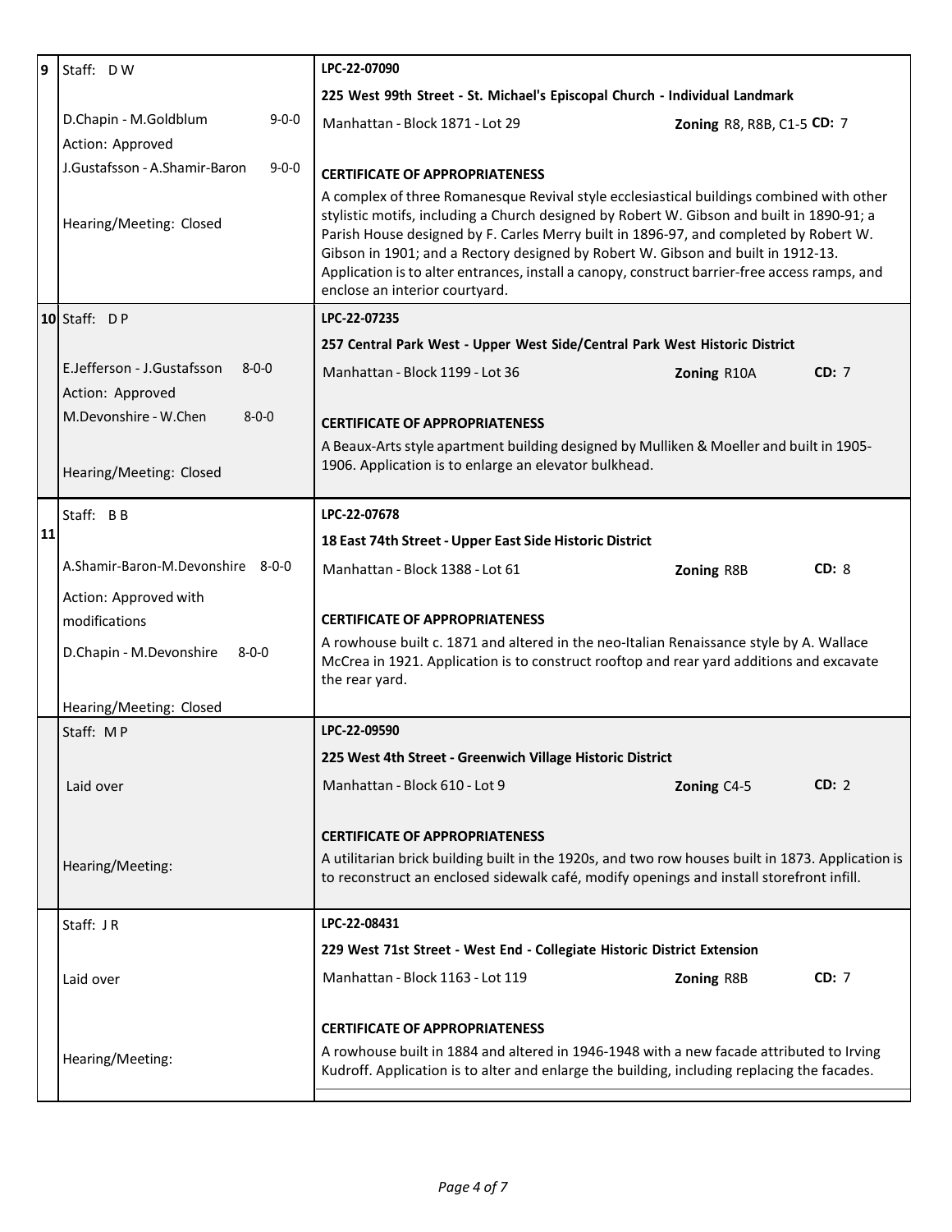| # | Staff / Action | Application |
|---|---|---|
| 9 | Staff: D W<br><br>D.Chapin - M.Goldblum 9-0-0<br>Action: Approved<br>J.Gustafsson - A.Shamir-Baron 9-0-0<br><br>Hearing/Meeting: Closed | **LPC-22-07090**<br>**225 West 99th Street - St. Michael's Episcopal Church - Individual Landmark**<br>Manhattan - Block 1871 - Lot 29 — **Zoning** R8, R8B, C1-5 **CD:** 7<br><br>**CERTIFICATE OF APPROPRIATENESS**<br>A complex of three Romanesque Revival style ecclesiastical buildings combined with other stylistic motifs, including a Church designed by Robert W. Gibson and built in 1890-91; a Parish House designed by F. Carles Merry built in 1896-97, and completed by Robert W. Gibson in 1901; and a Rectory designed by Robert W. Gibson and built in 1912-13. Application is to alter entrances, install a canopy, construct barrier-free access ramps, and enclose an interior courtyard. |
| 10 | Staff: D P<br><br>E.Jefferson - J.Gustafsson 8-0-0<br>Action: Approved<br>M.Devonshire - W.Chen 8-0-0<br><br>Hearing/Meeting: Closed | **LPC-22-07235**<br>**257 Central Park West - Upper West Side/Central Park West Historic District**<br>Manhattan - Block 1199 - Lot 36 — **Zoning** R10A **CD:** 7<br><br>**CERTIFICATE OF APPROPRIATENESS**<br>A Beaux-Arts style apartment building designed by Mulliken & Moeller and built in 1905-1906. Application is to enlarge an elevator bulkhead. |
| 11 | Staff: B B<br><br>A.Shamir-Baron-M.Devonshire 8-0-0<br>Action: Approved with modifications<br>D.Chapin - M.Devonshire 8-0-0<br><br>Hearing/Meeting: Closed | **LPC-22-07678**<br>**18 East 74th Street - Upper East Side Historic District**<br>Manhattan - Block 1388 - Lot 61 — **Zoning** R8B **CD:** 8<br><br>**CERTIFICATE OF APPROPRIATENESS**<br>A rowhouse built c. 1871 and altered in the neo-Italian Renaissance style by A. Wallace McCrea in 1921. Application is to construct rooftop and rear yard additions and excavate the rear yard. |
| | Staff: M P<br><br>Laid over<br><br>Hearing/Meeting: | **LPC-22-09590**<br>**225 West 4th Street - Greenwich Village Historic District**<br>Manhattan - Block 610 - Lot 9 — **Zoning** C4-5 **CD:** 2<br><br>**CERTIFICATE OF APPROPRIATENESS**<br>A utilitarian brick building built in the 1920s, and two row houses built in 1873. Application is to reconstruct an enclosed sidewalk café, modify openings and install storefront infill. |
| | Staff: J R<br><br>Laid over<br><br>Hearing/Meeting: | **LPC-22-08431**<br>**229 West 71st Street - West End - Collegiate Historic District Extension**<br>Manhattan - Block 1163 - Lot 119 — **Zoning** R8B **CD:** 7<br><br>**CERTIFICATE OF APPROPRIATENESS**<br>A rowhouse built in 1884 and altered in 1946-1948 with a new facade attributed to Irving Kudroff. Application is to alter and enlarge the building, including replacing the facades. |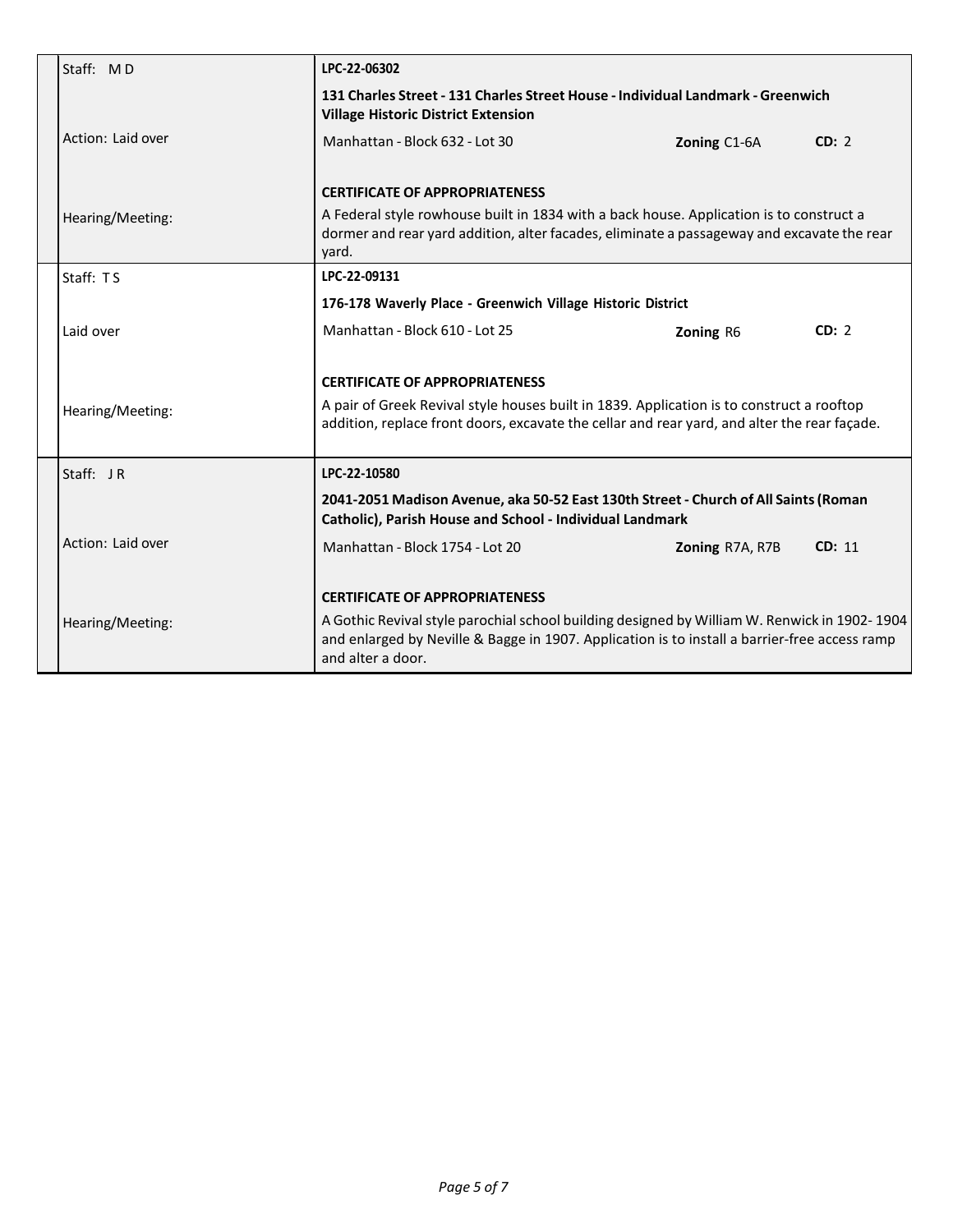| | |
|---|---|
| Staff: M D | **LPC-22-06302** |
| | **131 Charles Street - 131 Charles Street House - Individual Landmark - Greenwich Village Historic District Extension** |
| Action: Laid over | Manhattan - Block 632 - Lot 30 **Zoning** C1-6A **CD:** 2 |
| | **CERTIFICATE OF APPROPRIATENESS** |
| Hearing/Meeting: | A Federal style rowhouse built in 1834 with a back house. Application is to construct a dormer and rear yard addition, alter facades, eliminate a passageway and excavate the rear yard. |

| | |
|---|---|
| Staff: T S | **LPC-22-09131** |
| | **176-178 Waverly Place - Greenwich Village Historic District** |
| Laid over | Manhattan - Block 610 - Lot 25 **Zoning** R6 **CD:** 2 |
| | **CERTIFICATE OF APPROPRIATENESS** |
| Hearing/Meeting: | A pair of Greek Revival style houses built in 1839. Application is to construct a rooftop addition, replace front doors, excavate the cellar and rear yard, and alter the rear façade. |

| | |
|---|---|
| Staff: J R | **LPC-22-10580** |
| | **2041-2051 Madison Avenue, aka 50-52 East 130th Street - Church of All Saints (Roman Catholic), Parish House and School - Individual Landmark** |
| Action: Laid over | Manhattan - Block 1754 - Lot 20 **Zoning** R7A, R7B **CD:** 11 |
| | **CERTIFICATE OF APPROPRIATENESS** |
| Hearing/Meeting: | A Gothic Revival style parochial school building designed by William W. Renwick in 1902- 1904 and enlarged by Neville & Bagge in 1907. Application is to install a barrier-free access ramp and alter a door. |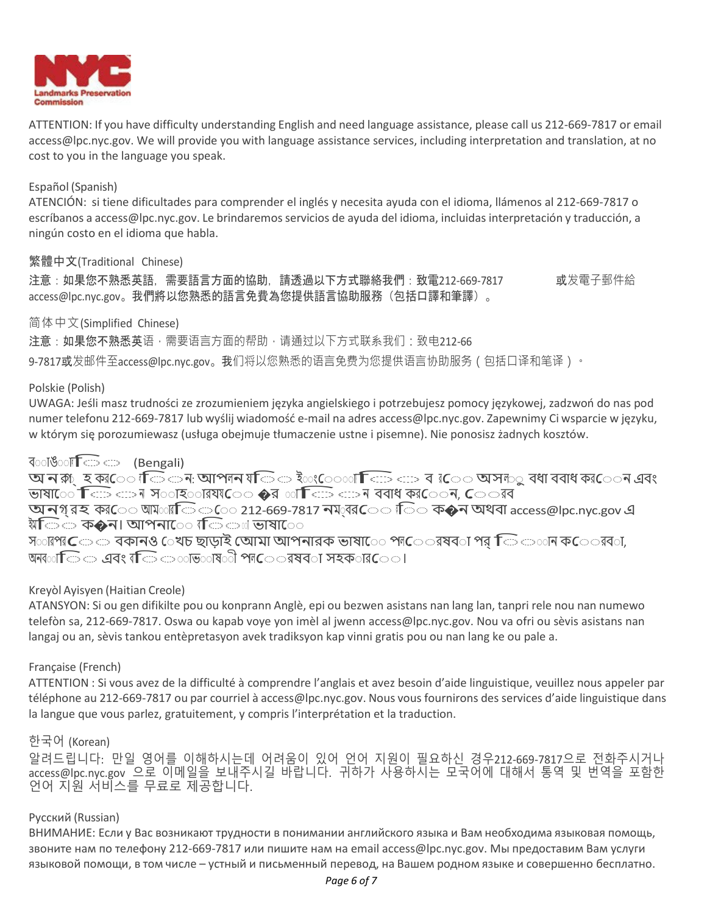ATTENTION: If you have difficulty understanding English and need language assistance, please call us 212-669-7817 or email access@lpc.nyc.gov. We will provide you with language assistance services, including interpretation and translation, at no cost to you in the language you speak.

Español (Spanish)
ATENCIÓN: si tiene dificultades para comprender el inglés y necesita ayuda con el idioma, llámenos al 212-669-7817 o escríbanos a access@lpc.nyc.gov. Le brindaremos servicios de ayuda del idioma, incluidas interpretación y traducción, a ningún costo en el idioma que habla.

繁體中文(Traditional Chinese)
注意：如果您不熟悉英語，需要語言方面的協助，請透過以下方式聯絡我們：致電212-669-7817 或发電子郵件給 access@lpc.nyc.gov。我們將以您熟悉的語言免費為您提供語言協助服務（包括口譯和筆譯）。

简体中文(Simplified Chinese)
注意：如果您不熟悉英语，需要语言方面的帮助，请通过以下方式联系我们：致电212-669-7817或发邮件至access@lpc.nyc.gov。我们将以您熟悉的语言免费为您提供语言协助服务（包括口译和笔译）。

Polskie (Polish)
UWAGA: Jeśli masz trudności ze zrozumieniem języka angielskiego i potrzebujesz pomocy językowej, zadzwoń do nas pod numer telefonu 212-669-7817 lub wyślij wiadomość e-mail na adres access@lpc.nyc.gov. Zapewnimy Ci wsparcie w języku, w którym się porozumiewasz (usługa obejmuje tłumaczenie ustne i pisemne). Nie ponosisz żadnych kosztów.

বাংলা (Bengali)
অনুগ্রহ করে লক্ষ্য করুন: আপনার যদি ইংরেজি বুঝতে অসুবিধা বোধ করেন এবং ভাষার ক্ষেত্রে সাহায্যের প্রয়োজন বোধ করেন, তবে অনুগ্রহ করে আমাদের 212-669-7817 নম্বরে ফোন করুন অথবা access@lpc.nyc.gov এ ইমেইল করুন। আপনার নিজের ভাষায় কোনও খরচ ছাড়াই আমরা আপনাকে ভাষার পরিষেবা প্রদান করব, অনুবাদ এবং দোভাষী পরিষেবা সহকারে।

Kreyòl Ayisyen (Haitian Creole)
ATANSYON: Si ou gen difikilte pou ou konprann Anglè, epi ou bezwen asistans nan lang lan, tanpri rele nou nan numewo telefòn sa, 212-669-7817. Oswa ou kapab voye yon imèl al jwenn access@lpc.nyc.gov. Nou va ofri ou sèvis asistans nan langaj ou an, sèvis tankou entèpretasyon avek tradiksyon kap vinni gratis pou ou nan lang ke ou pale a.

Française (French)
ATTENTION : Si vous avez de la difficulté à comprendre l'anglais et avez besoin d'aide linguistique, veuillez nous appeler par téléphone au 212-669-7817 ou par courriel à access@lpc.nyc.gov. Nous vous fournirons des services d'aide linguistique dans la langue que vous parlez, gratuitement, y compris l'interprétation et la traduction.

한국어 (Korean)
알려드립니다: 만일 영어를 이해하시는데 어려움이 있어 언어 지원이 필요하신 경우212-669-7817으로 전화주시거나 access@lpc.nyc.gov 으로 이메일을 보내주시길 바랍니다. 귀하가 사용하시는 모국어에 대해서 통역 및 번역을 포함한 언어 지원 서비스를 무료로 제공합니다.

Русский (Russian)
ВНИМАНИЕ: Если у Вас возникают трудности в понимании английского языка и Вам необходима языковая помощь, звоните нам по телефону 212-669-7817 или пишите нам на email access@lpc.nyc.gov. Мы предоставим Вам услуги языковой помощи, в том числе – устный и письменный перевод, на Вашем родном языке и совершенно бесплатно.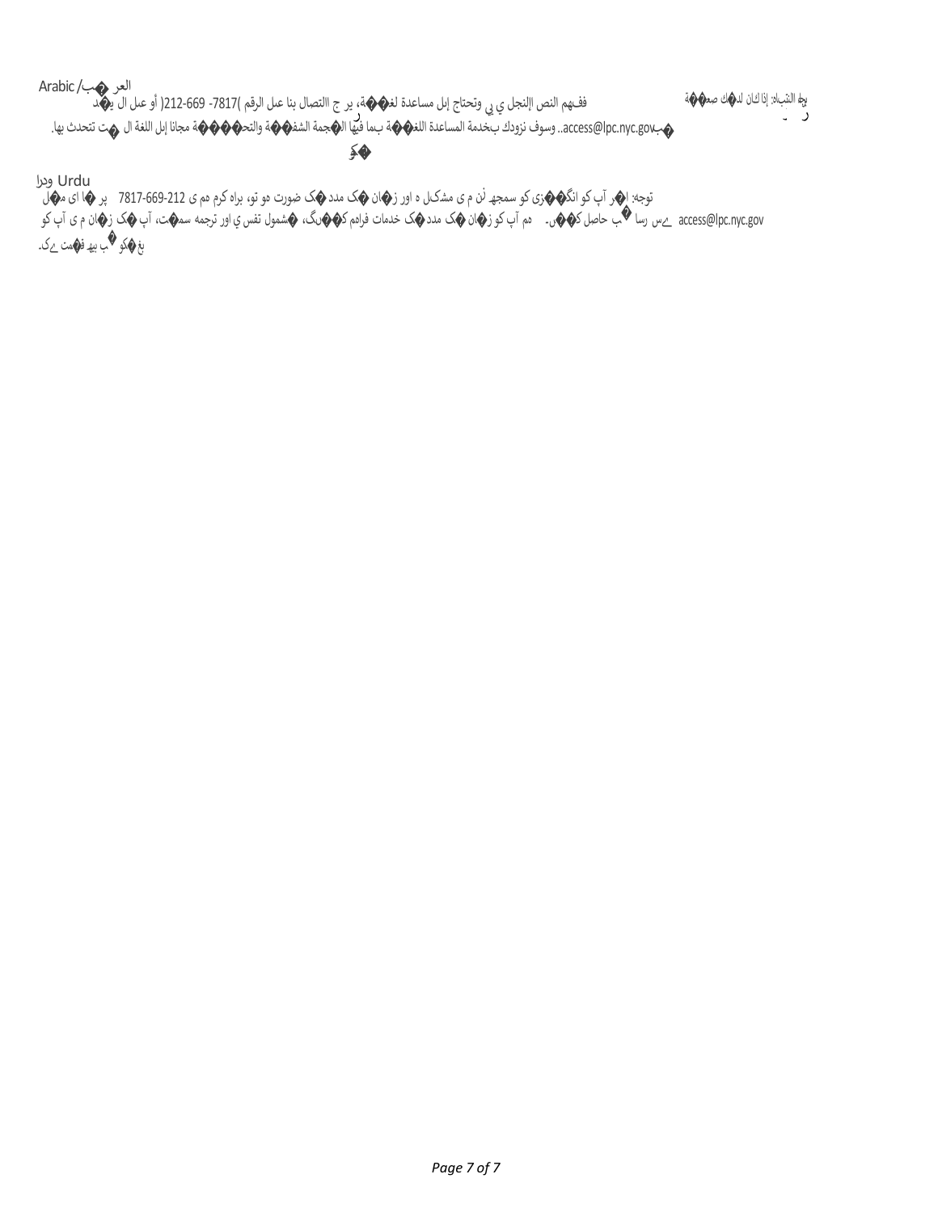Arabic / العربية

تنبيه: إذا كان لديك صعوبة في فهم النص الإنجليزي وتحتاج إلى مساعدة لغوية، يرجى الاتصال بنا على الرقم 7817-669-212 (أو على البريد الإلكتروني access@lpc.nyc.gov). وسوف نزودك بخدمة المساعدة اللغوية بما فيها الترجمة الشفوية والتحريرية مجانا إلى اللغة التي تتحدث بها.

Urdu / اردو

توجہ: اگر آپ کو انگریزی کو سمجھنے میں مشکل ہے اور زبان کی مدد کی ضرورت ہو تو، براہ کرم ہمیں 7817-669-212 پر یا ای میل access@lpc.nyc.gov کے ذریعے رابطہ کریں۔ ہم آپ کو زبان کی مدد کی خدمات فراہم کریں گے، بشمول تفسیر اور ترجمہ سروسز، آپ کی زبان میں آپ کو بغیر کسی قیمت کے۔